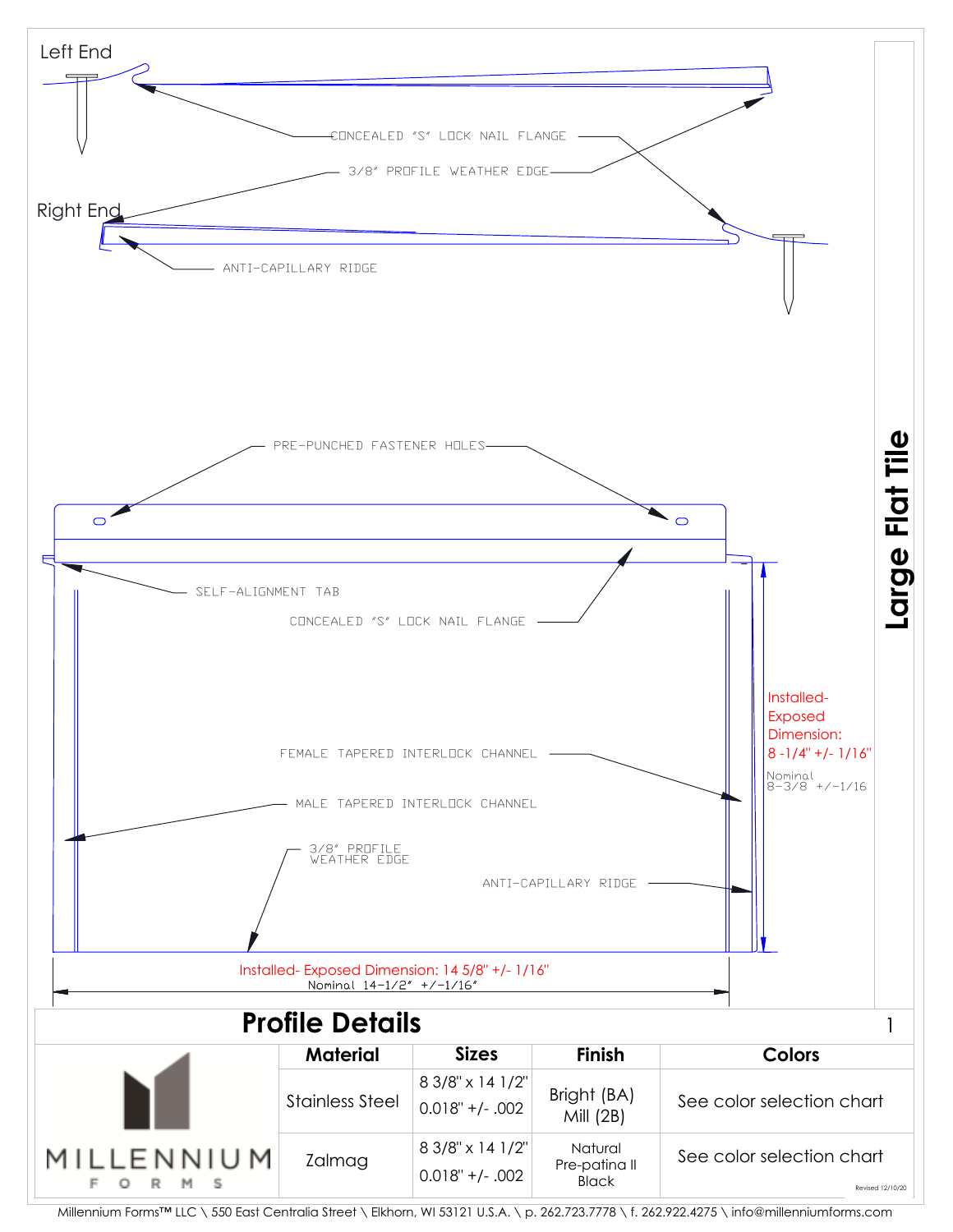# Large Flat Tile

Left End

CONCEALED "S" LOCK NAIL FLANGE

3/8" PROFILE WEATHER EDGE

Right End

ANTI-CAPILLARY RIDGE

PRE-PUNCHED FASTENER HOLES

SELF-ALIGNMENT TAB

CONCEALED "S" LOCK NAIL FLANGE

Installed- Exposed Dimension: 8 -1/4" +/- 1/16"

Nominal 8-3/8 +/-1/16

FEMALE TAPERED INTERLOCK CHANNEL

MALE TAPERED INTERLOCK CHANNEL

3/8" PROFILE WEATHER EDGE

ANTI-CAPILLARY RIDGE

Installed- Exposed Dimension: 14 5/8" +/- 1/16"

Nominal 14-1/2" +/-1/16"

## Profile Details

MILLENNIUM FORMS

| Material | Sizes | Finish | Colors |
|---|---|---|---|
| Stainless Steel | 8 3/8" x 14 1/2"<br>0.018" +/- .002 | Bright (BA)<br>Mill (2B) | See color selection chart |
| Zalmag | 8 3/8" x 14 1/2"<br>0.018" +/- .002 | Natural<br>Pre-patina II<br>Black | See color selection chart |

Revised 12/10/20

Millennium Forms™ LLC \ 550 East Centralia Street \ Elkhorn, WI 53121 U.S.A. \ p. 262.723.7778 \ f. 262.922.4275 \ info@millenniumforms.com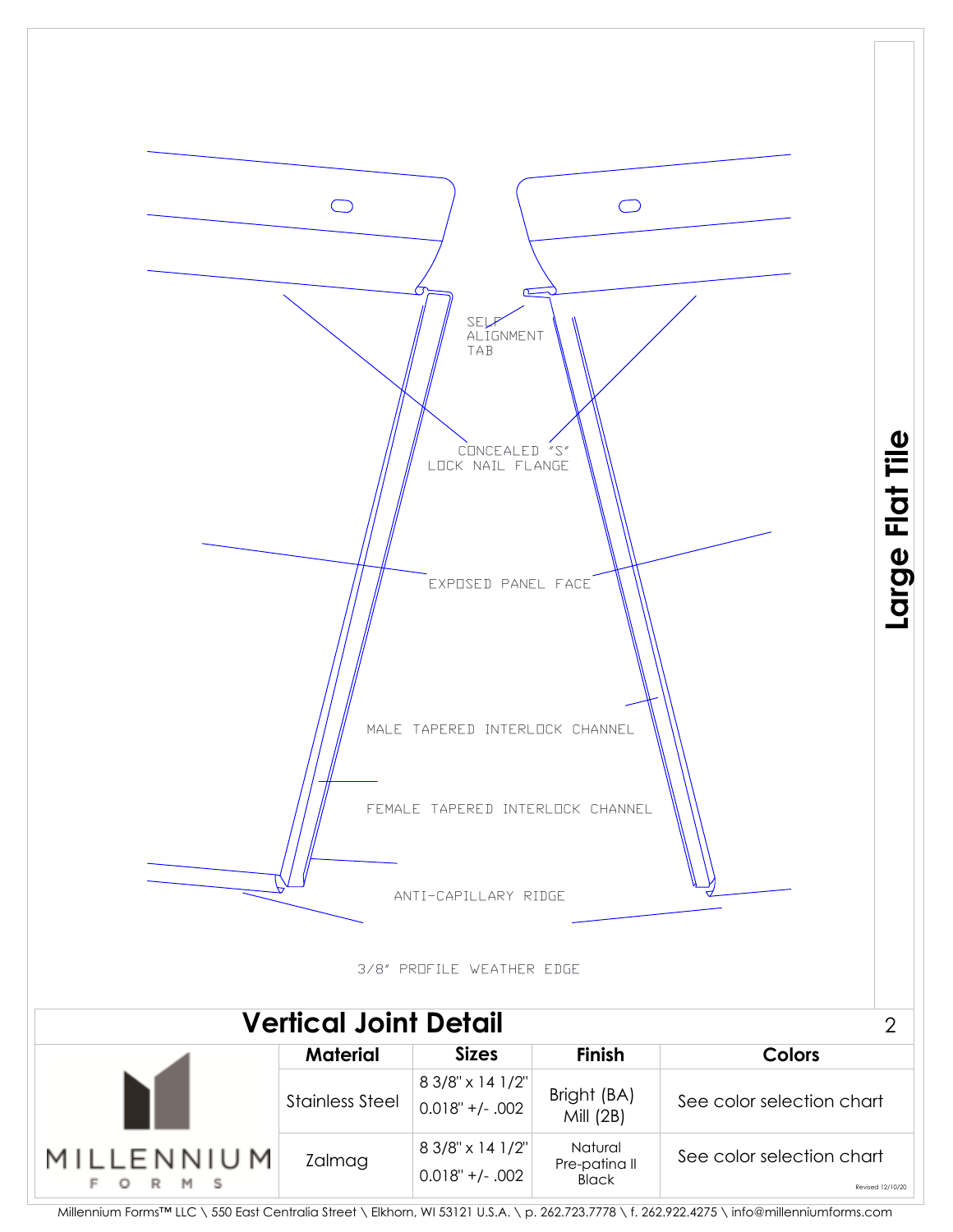SELF ALIGNMENT TAB

CONCEALED "S" LOCK NAIL FLANGE

EXPOSED PANEL FACE

MALE TAPERED INTERLOCK CHANNEL

FEMALE TAPERED INTERLOCK CHANNEL

ANTI-CAPILLARY RIDGE

3/8" PROFILE WEATHER EDGE

**Large Flat Tile**

## Vertical Joint Detail

| Material | Sizes | Finish | Colors |
|---|---|---|---|
| Stainless Steel | 8 3/8" x 14 1/2"<br>0.018" +/- .002 | Bright (BA)<br>Mill (2B) | See color selection chart |
| Zalmag | 8 3/8" x 14 1/2"<br>0.018" +/- .002 | Natural<br>Pre-patina II<br>Black | See color selection chart |

MILLENNIUM FORMS

Revised 12/10/20

Millennium Forms™ LLC \ 550 East Centralia Street \ Elkhorn, WI 53121 U.S.A. \ p. 262.723.7778 \ f. 262.922.4275 \ info@millenniumforms.com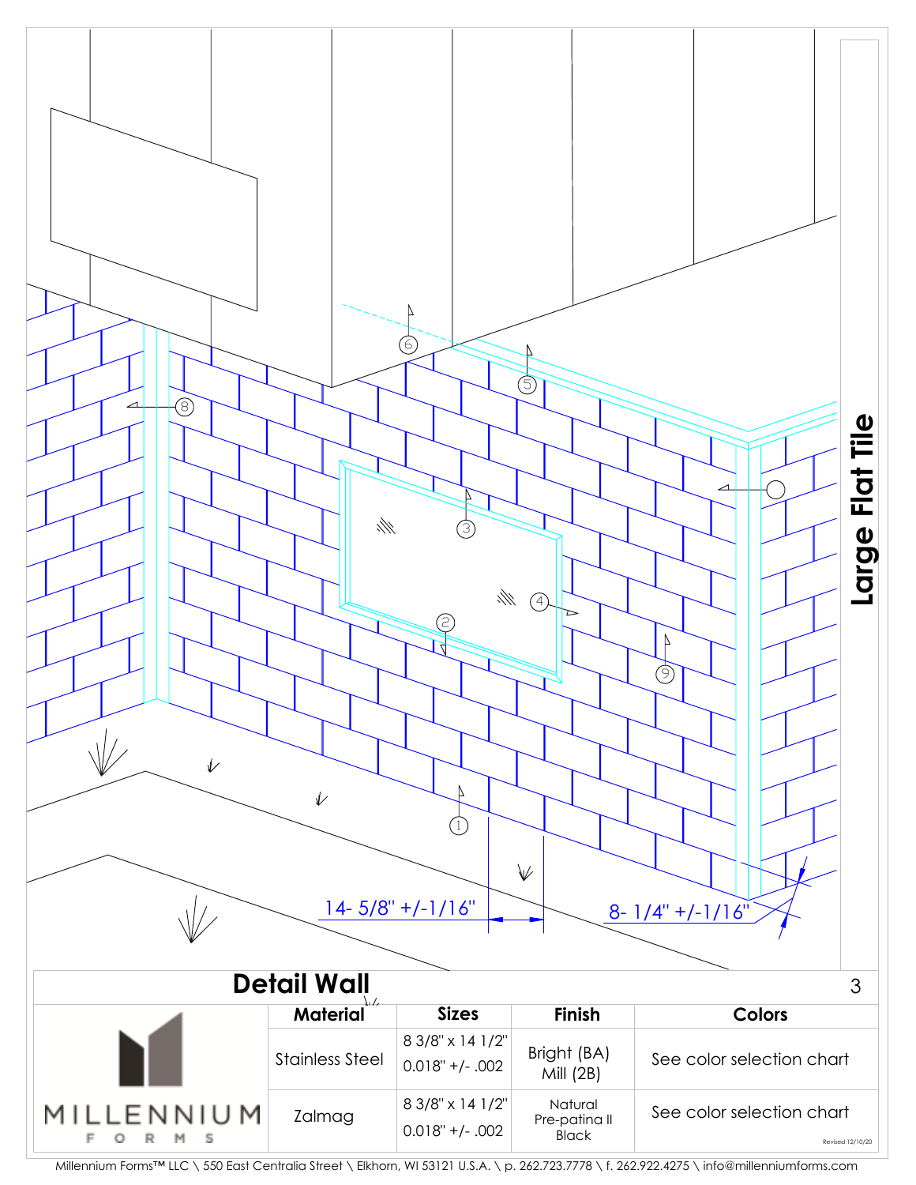Large Flat Tile

14- 5/8" +/-1/16"

8- 1/4" +/-1/16"

## Detail Wall

| Material | Sizes | Finish | Colors |
|---|---|---|---|
| Stainless Steel | 8 3/8" x 14 1/2"<br>0.018" +/- .002 | Bright (BA)<br>Mill (2B) | See color selection chart |
| Zalmag | 8 3/8" x 14 1/2"<br>0.018" +/- .002 | Natural<br>Pre-patina II<br>Black | See color selection chart |

MILLENNIUM FORMS

Revised 12/10/20

Millennium Forms™ LLC \ 550 East Centralia Street \ Elkhorn, WI 53121 U.S.A. \ p. 262.723.7778 \ f. 262.922.4275 \ info@millenniumforms.com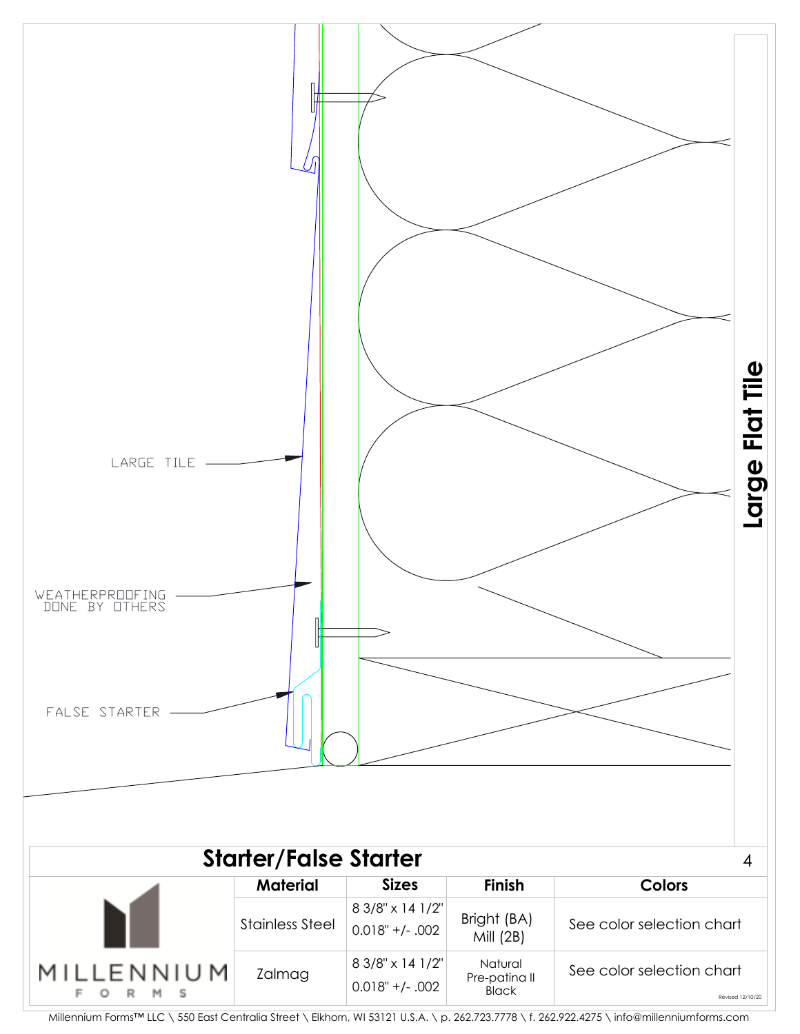LARGE TILE

WEATHERPROOFING DONE BY OTHERS

FALSE STARTER

**Large Flat Tile**

## Starter/False Starter

| | Material | Sizes | Finish | Colors |
|---|---|---|---|---|
| MILLENNIUM FORMS | Stainless Steel | 8 3/8" x 14 1/2" 0.018" +/- .002 | Bright (BA) Mill (2B) | See color selection chart |
| | Zalmag | 8 3/8" x 14 1/2" 0.018" +/- .002 | Natural Pre-patina II Black | See color selection chart |

Revised 12/10/20

Millennium Forms™ LLC \ 550 East Centralia Street \ Elkhorn, WI 53121 U.S.A. \ p. 262.723.7778 \ f. 262.922.4275 \ info@millenniumforms.com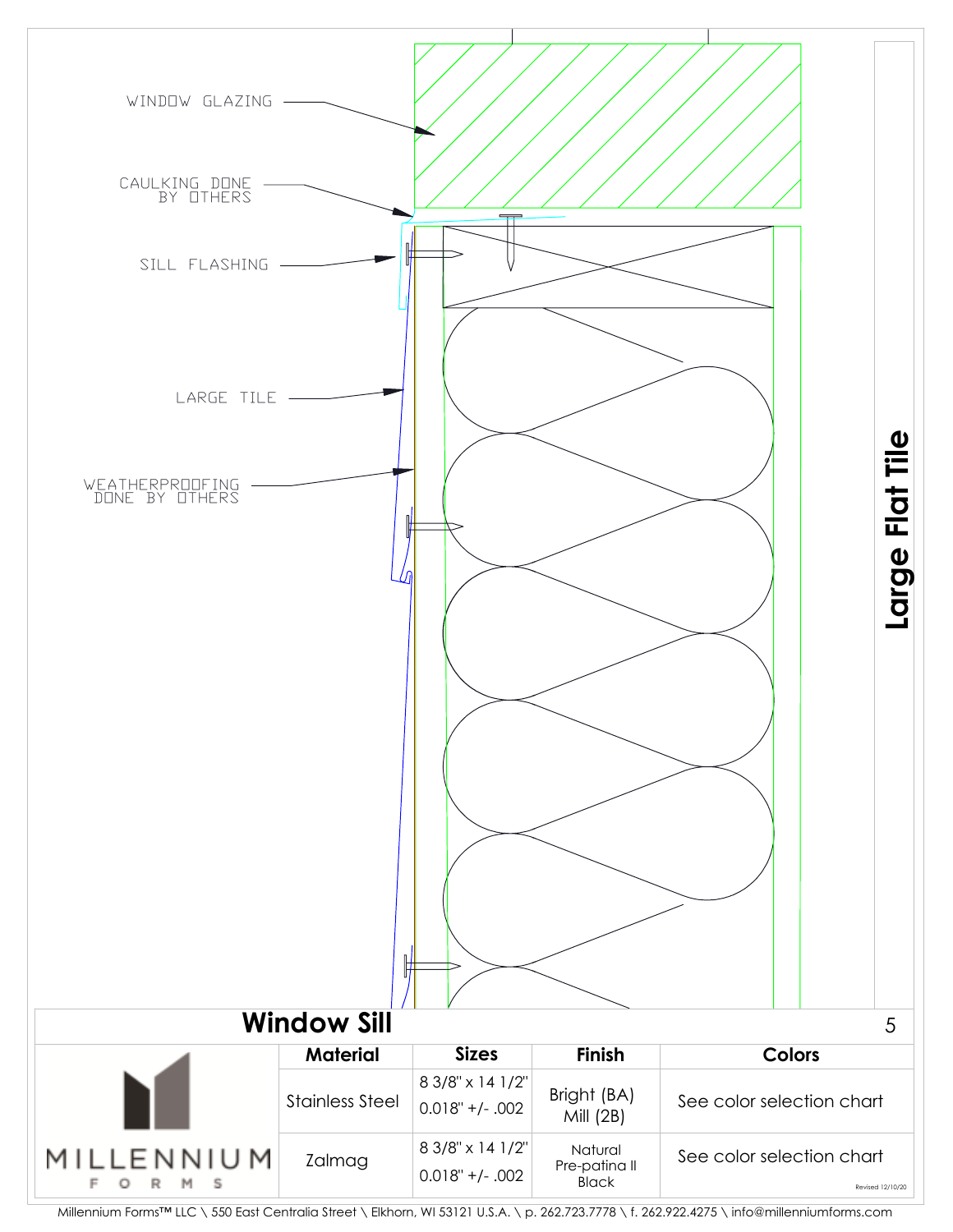WINDOW GLAZING

CAULKING DONE BY OTHERS

SILL FLASHING

LARGE TILE

WEATHERPROOFING DONE BY OTHERS

**Large Flat Tile**

## Window Sill

| | Material | Sizes | Finish | Colors |
|---|---|---|---|---|
| MILLENNIUM FORMS | Stainless Steel | 8 3/8" x 14 1/2" 0.018" +/- .002 | Bright (BA) Mill (2B) | See color selection chart |
| | Zalmag | 8 3/8" x 14 1/2" 0.018" +/- .002 | Natural Pre-patina II Black | See color selection chart |

Revised 12/10/20

Millennium Forms™ LLC \ 550 East Centralia Street \ Elkhorn, WI 53121 U.S.A. \ p. 262.723.7778 \ f. 262.922.4275 \ info@millenniumforms.com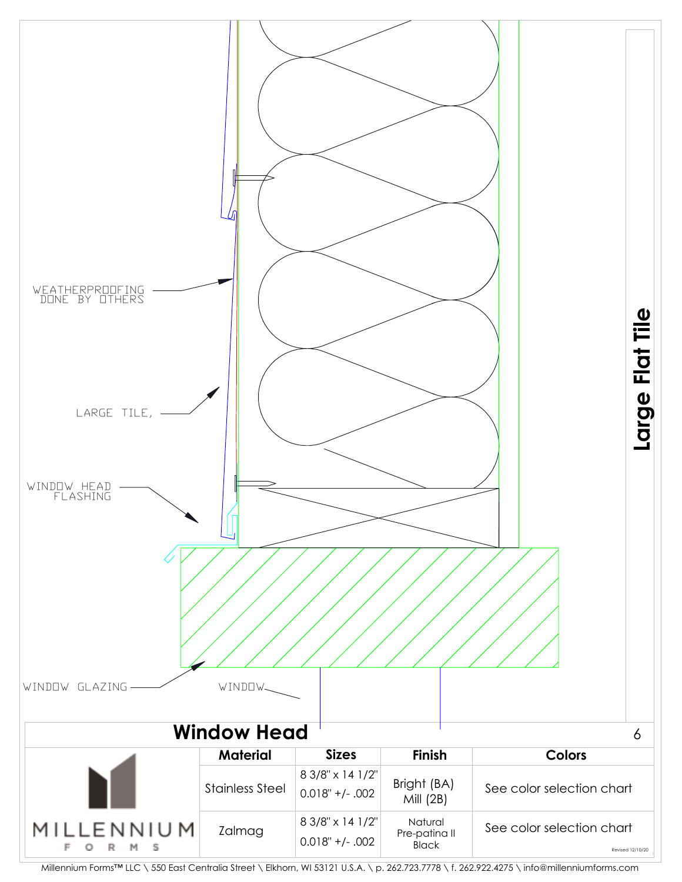WEATHERPROOFING DONE BY OTHERS

LARGE TILE,

WINDOW HEAD FLASHING

WINDOW GLAZING

WINDOW

**Large Flat Tile**

# Window Head

| | Material | Sizes | Finish | Colors |
|---|---|---|---|---|
| MILLENNIUM FORMS | Stainless Steel | 8 3/8" x 14 1/2"<br>0.018" +/- .002 | Bright (BA)<br>Mill (2B) | See color selection chart |
| | Zalmag | 8 3/8" x 14 1/2"<br>0.018" +/- .002 | Natural<br>Pre-patina II<br>Black | See color selection chart |

Revised 12/10/20

Millennium Forms™ LLC \ 550 East Centralia Street \ Elkhorn, WI 53121 U.S.A. \ p. 262.723.7778 \ f. 262.922.4275 \ info@millenniumforms.com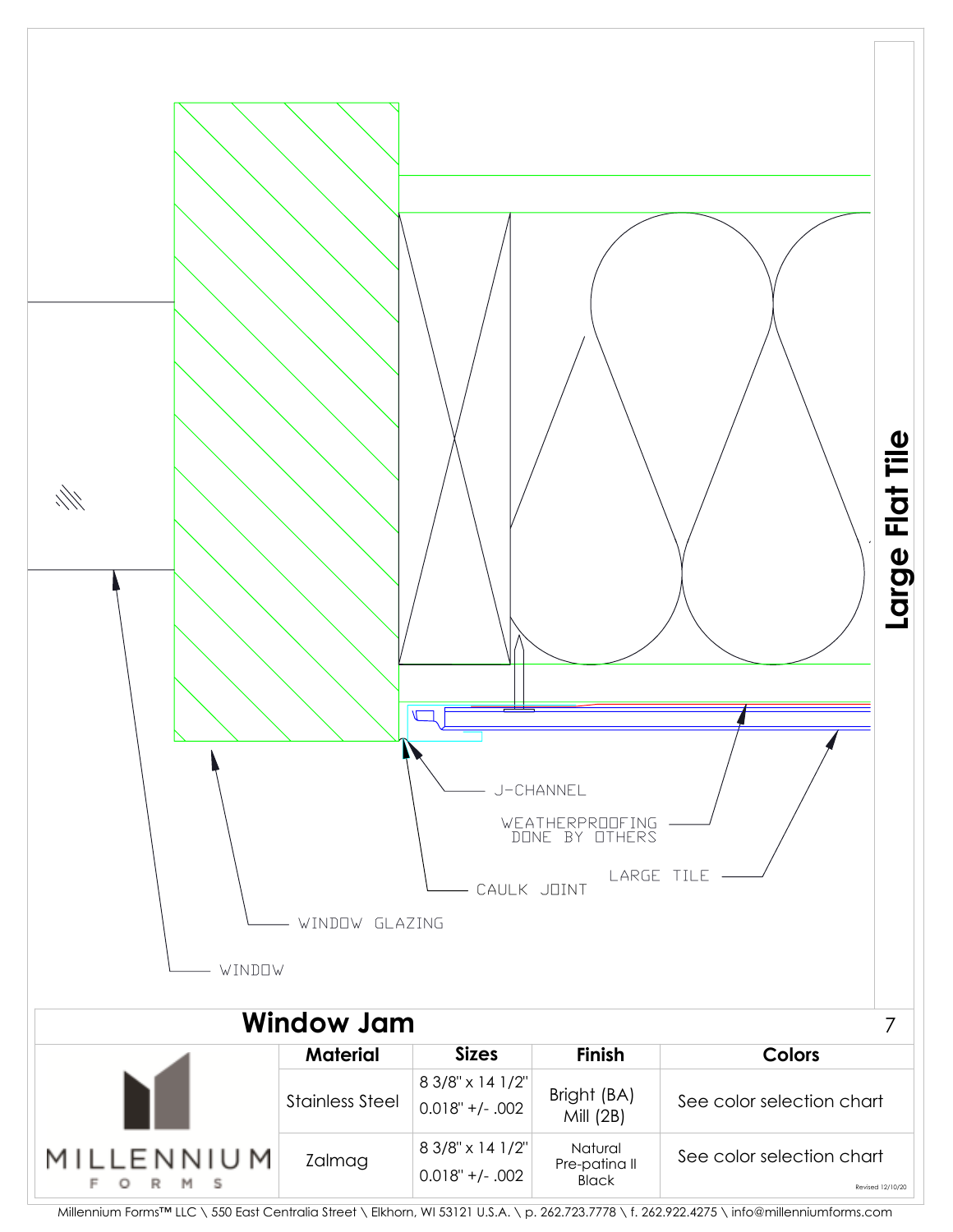Large Flat Tile

J-CHANNEL

WEATHERPROOFING DONE BY OTHERS

LARGE TILE

CAULK JOINT

WINDOW GLAZING

WINDOW

# Window Jam

| | Material | Sizes | Finish | Colors |
|---|---|---|---|---|
| MILLENNIUM FORMS | Stainless Steel | 8 3/8" x 14 1/2" 0.018" +/- .002 | Bright (BA) Mill (2B) | See color selection chart |
| | Zalmag | 8 3/8" x 14 1/2" 0.018" +/- .002 | Natural Pre-patina II Black | See color selection chart |

Revised 12/10/20

Millennium Forms™ LLC \ 550 East Centralia Street \ Elkhorn, WI 53121 U.S.A. \ p. 262.723.7778 \ f. 262.922.4275 \ info@millenniumforms.com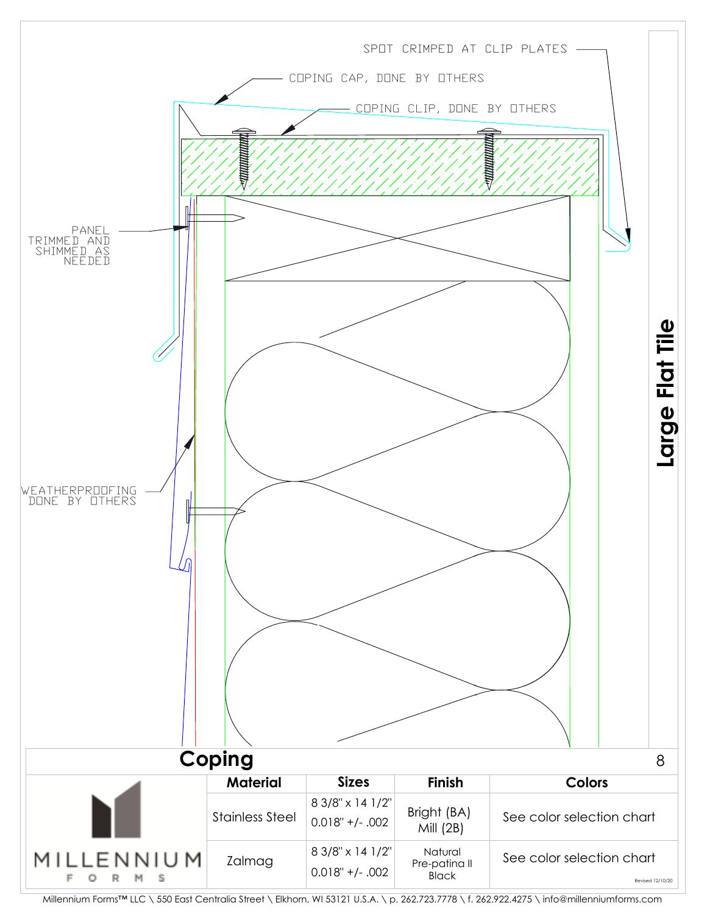SPOT CRIMPED AT CLIP PLATES

COPING CAP, DONE BY OTHERS

COPING CLIP, DONE BY OTHERS

PANEL TRIMMED AND SHIMMED AS NEEDED

WEATHERPROOFING DONE BY OTHERS

**Large Flat Tile**

# Coping

| Material | Sizes | Finish | Colors |
|---|---|---|---|
| Stainless Steel | 8 3/8" x 14 1/2"<br>0.018" +/- .002 | Bright (BA)<br>Mill (2B) | See color selection chart |
| Zalmag | 8 3/8" x 14 1/2"<br>0.018" +/- .002 | Natural<br>Pre-patina II<br>Black | See color selection chart |

MILLENNIUM FORMS

Revised 12/10/20

Millennium Forms™ LLC \ 550 East Centralia Street \ Elkhorn, WI 53121 U.S.A. \ p. 262.723.7778 \ f. 262.922.4275 \ info@millenniumforms.com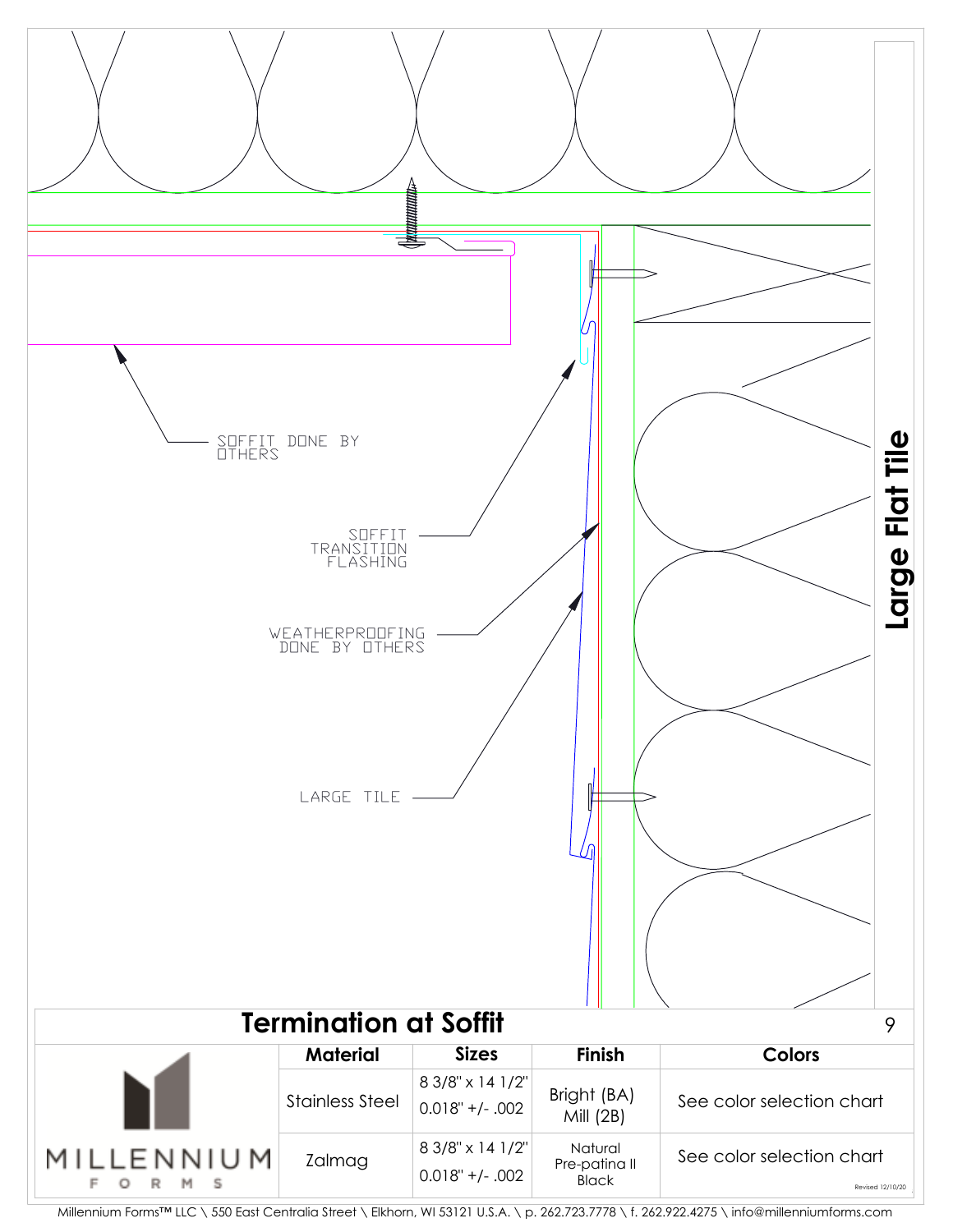SOFFIT DONE BY OTHERS

SOFFIT TRANSITION FLASHING

WEATHERPROOFING DONE BY OTHERS

LARGE TILE

**Large Flat Tile**

## Termination at Soffit

| | Material | Sizes | Finish | Colors |
|---|---|---|---|---|
| MILLENNIUM FORMS | Stainless Steel | 8 3/8" x 14 1/2"<br>0.018" +/- .002 | Bright (BA)<br>Mill (2B) | See color selection chart |
| | Zalmag | 8 3/8" x 14 1/2"<br>0.018" +/- .002 | Natural<br>Pre-patina II<br>Black | See color selection chart |

Revised 12/10/20

Millennium Forms™ LLC \ 550 East Centralia Street \ Elkhorn, WI 53121 U.S.A. \ p. 262.723.7778 \ f. 262.922.4275 \ info@millenniumforms.com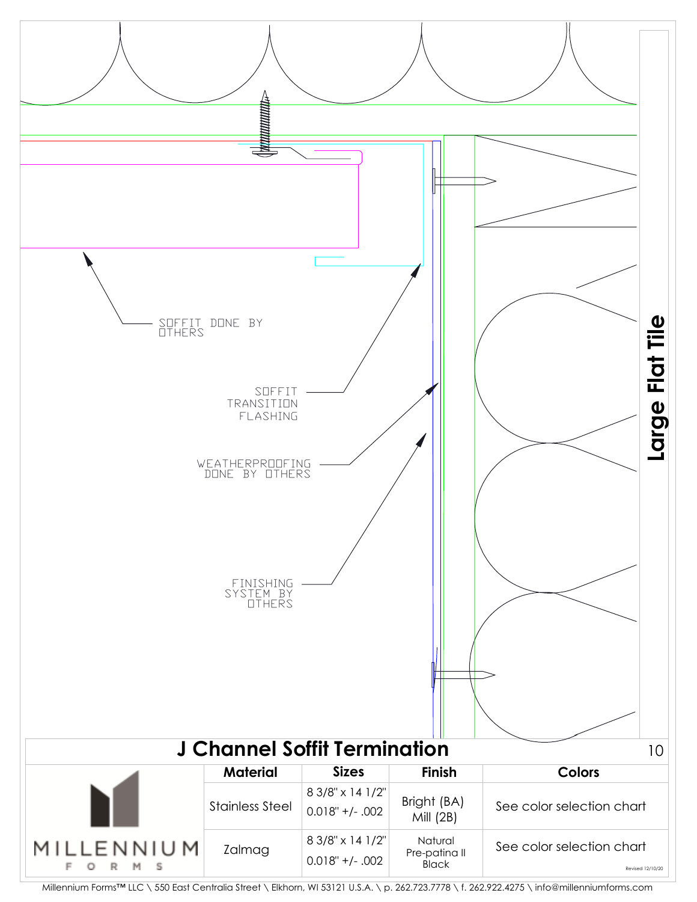SOFFIT DONE BY OTHERS

SOFFIT TRANSITION FLASHING

WEATHERPROOFING DONE BY OTHERS

FINISHING SYSTEM BY OTHERS

**Large Flat Tile**

# J Channel Soffit Termination

| | Material | Sizes | Finish | Colors |
|---|---|---|---|---|
| MILLENNIUM FORMS | Stainless Steel | 8 3/8" x 14 1/2"<br>0.018" +/- .002 | Bright (BA)<br>Mill (2B) | See color selection chart |
| | Zalmag | 8 3/8" x 14 1/2"<br>0.018" +/- .002 | Natural<br>Pre-patina II<br>Black | See color selection chart |

Revised 12/10/20

Millennium Forms™ LLC \ 550 East Centralia Street \ Elkhorn, WI 53121 U.S.A. \ p. 262.723.7778 \ f. 262.922.4275 \ info@millenniumforms.com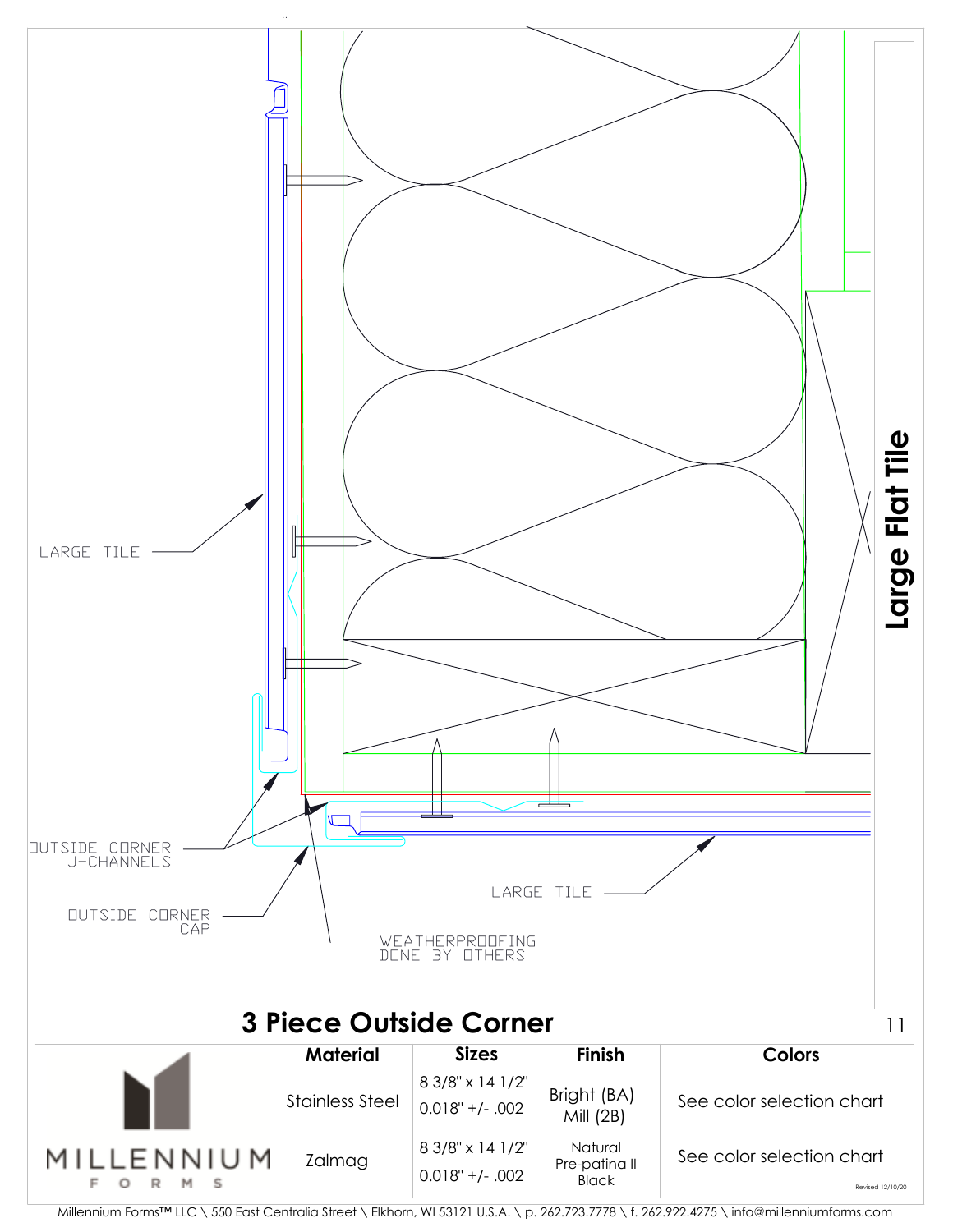LARGE TILE

OUTSIDE CORNER J-CHANNELS

OUTSIDE CORNER CAP

WEATHERPROOFING DONE BY OTHERS

LARGE TILE

**Large Flat Tile**

# 3 Piece Outside Corner

| Material | Sizes | Finish | Colors |
|---|---|---|---|
| Stainless Steel | 8 3/8" x 14 1/2"<br>0.018" +/- .002 | Bright (BA)<br>Mill (2B) | See color selection chart |
| Zalmag | 8 3/8" x 14 1/2"<br>0.018" +/- .002 | Natural<br>Pre-patina II<br>Black | See color selection chart |

MILLENNIUM FORMS

Revised 12/10/20

Millennium Forms™ LLC \ 550 East Centralia Street \ Elkhorn, WI 53121 U.S.A. \ p. 262.723.7778 \ f. 262.922.4275 \ info@millenniumforms.com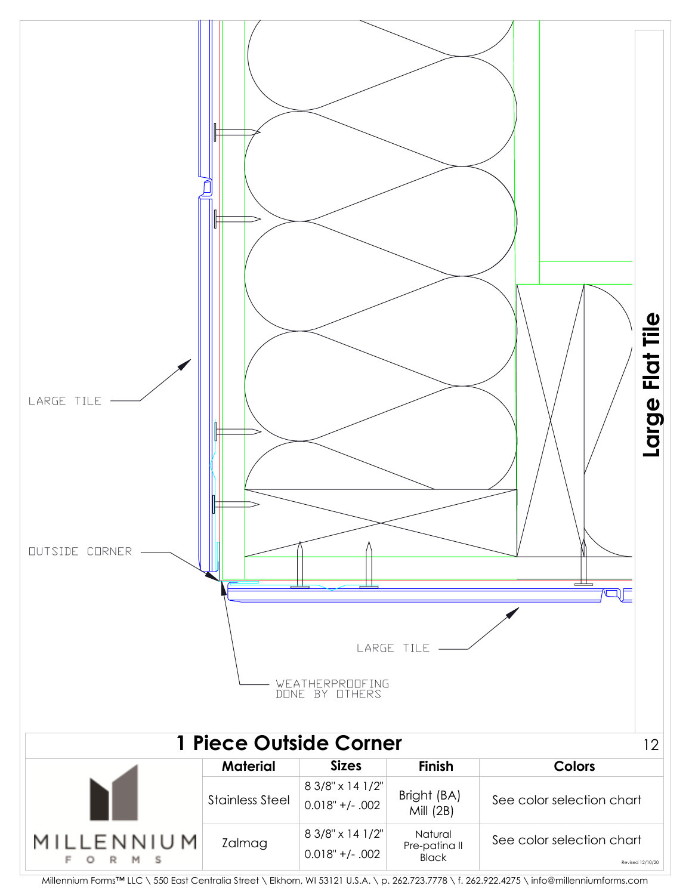LARGE TILE

OUTSIDE CORNER

LARGE TILE

WEATHERPROOFING DONE BY OTHERS

**Large Flat Tile**

# 1 Piece Outside Corner

| Material | Sizes | Finish | Colors |
|---|---|---|---|
| Stainless Steel | 8 3/8" x 14 1/2"<br>0.018" +/- .002 | Bright (BA)<br>Mill (2B) | See color selection chart |
| Zalmag | 8 3/8" x 14 1/2"<br>0.018" +/- .002 | Natural<br>Pre-patina II<br>Black | See color selection chart |

MILLENNIUM FORMS

Revised 12/10/20

Millennium Forms™ LLC \ 550 East Centralia Street \ Elkhorn, WI 53121 U.S.A. \ p. 262.723.7778 \ f. 262.922.4275 \ info@millenniumforms.com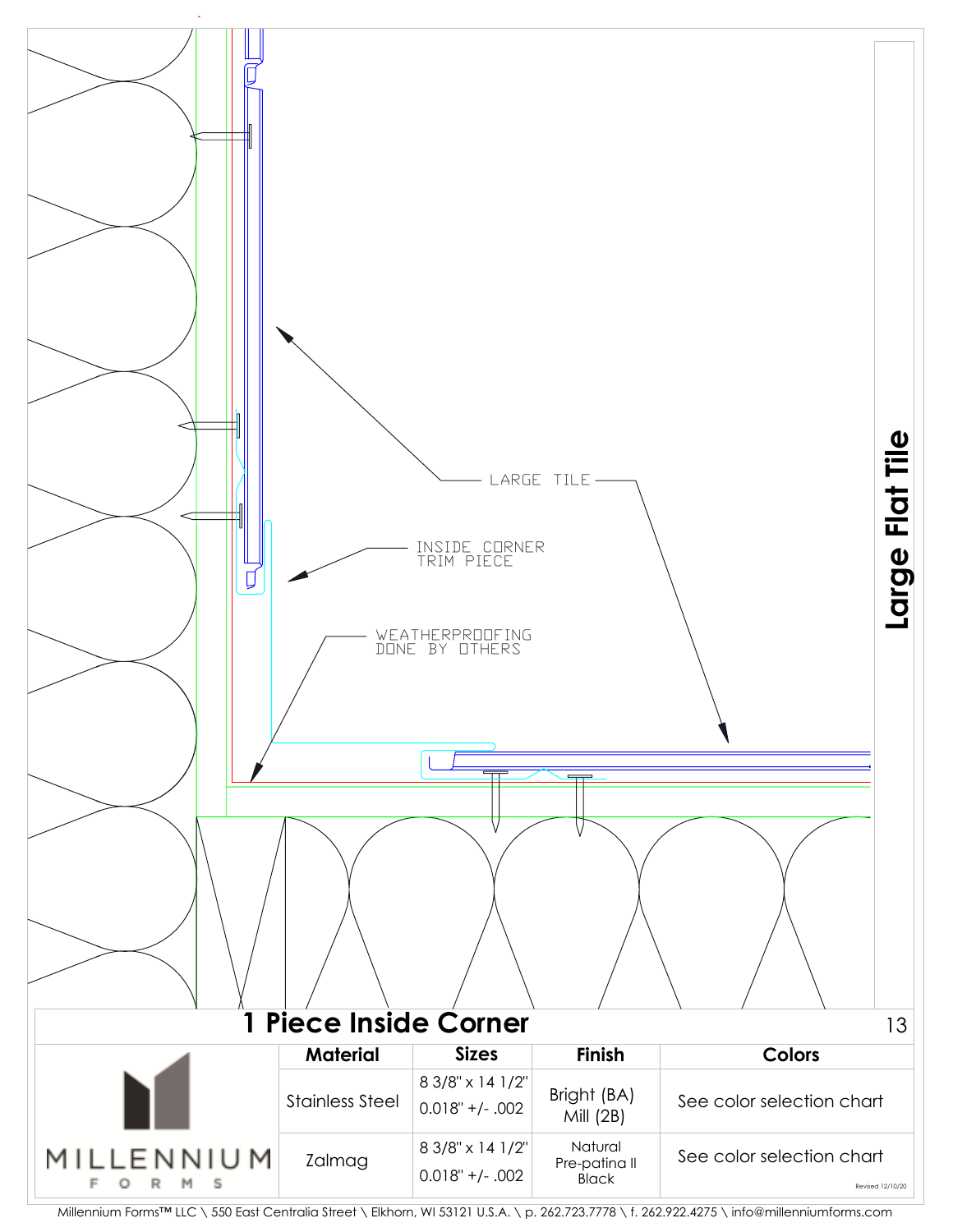LARGE TILE

INSIDE CORNER TRIM PIECE

WEATHERPROOFING DONE BY OTHERS

Large Flat Tile

# 1 Piece Inside Corner

| | Material | Sizes | Finish | Colors |
|---|---|---|---|---|
| MILLENNIUM FORMS | Stainless Steel | 8 3/8" x 14 1/2" 0.018" +/- .002 | Bright (BA) Mill (2B) | See color selection chart |
| | Zalmag | 8 3/8" x 14 1/2" 0.018" +/- .002 | Natural Pre-patina II Black | See color selection chart |

Revised 12/10/20

Millennium Forms™ LLC \ 550 East Centralia Street \ Elkhorn, WI 53121 U.S.A. \ p. 262.723.7778 \ f. 262.922.4275 \ info@millenniumforms.com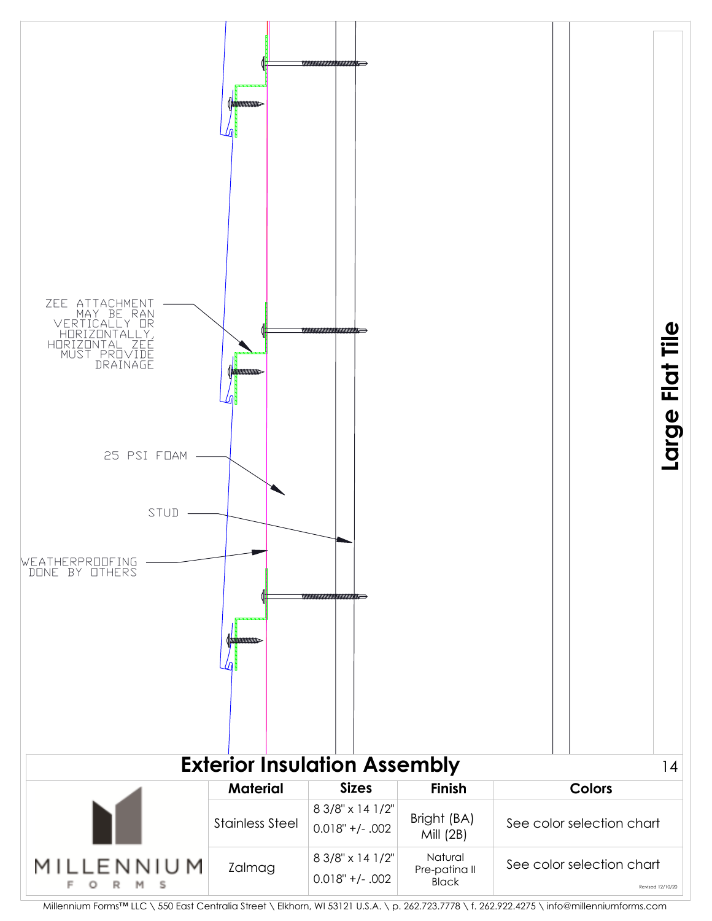ZEE ATTACHMENT MAY BE RAN VERTICALLY OR HORIZONTALLY, HORIZONTAL ZEE MUST PROVIDE DRAINAGE

25 PSI FOAM

STUD

WEATHERPROOFING DONE BY OTHERS

**Large Flat Tile**

# Exterior Insulation Assembly

| | Material | Sizes | Finish | Colors |
|---|---|---|---|---|
| MILLENNIUM FORMS | Stainless Steel | 8 3/8" x 14 1/2" 0.018" +/- .002 | Bright (BA) Mill (2B) | See color selection chart |
| | Zalmag | 8 3/8" x 14 1/2" 0.018" +/- .002 | Natural Pre-patina II Black | See color selection chart |

Revised 12/10/20

Millennium Forms™ LLC \ 550 East Centralia Street \ Elkhorn, WI 53121 U.S.A. \ p. 262.723.7778 \ f. 262.922.4275 \ info@millenniumforms.com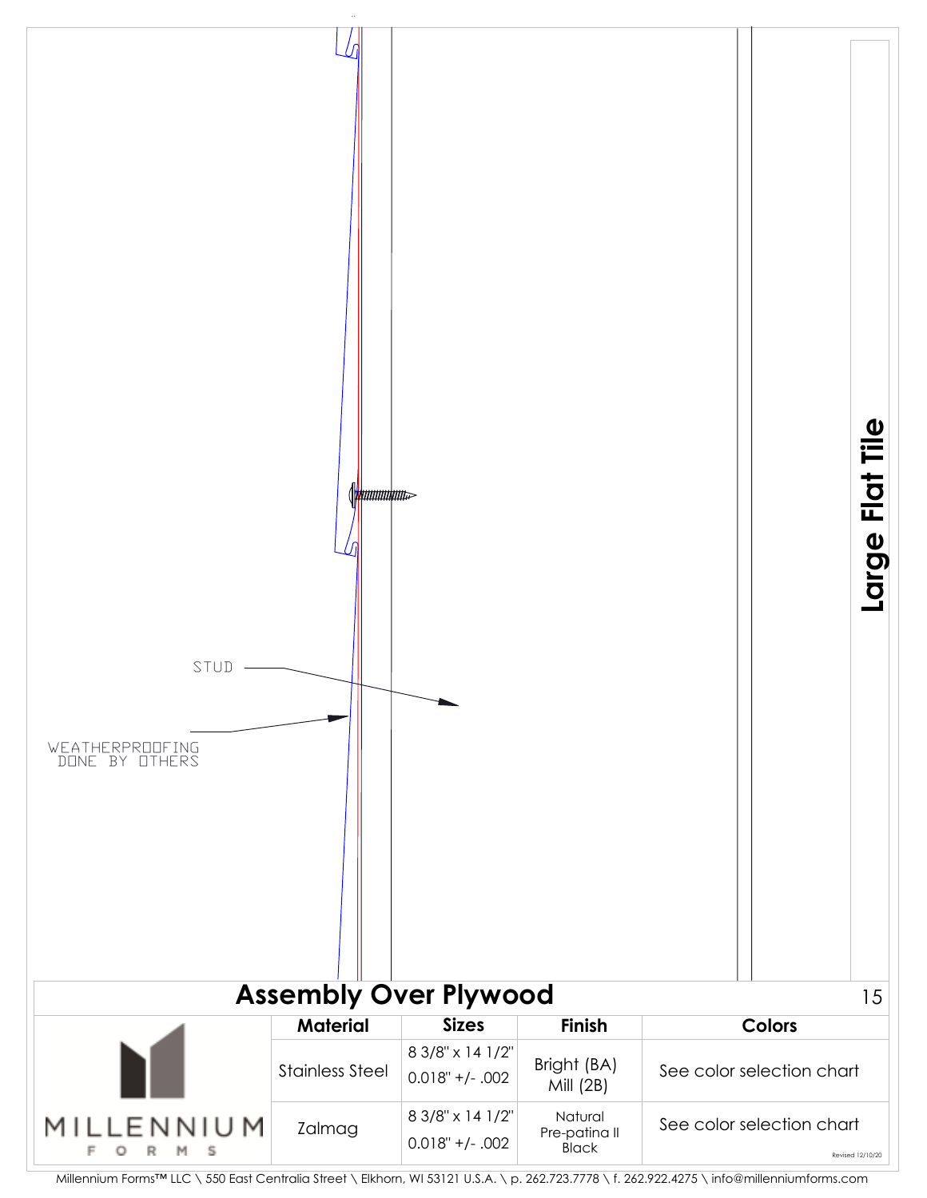# Large Flat Tile

STUD

WEATHERPROOFING DONE BY OTHERS

## Assembly Over Plywood

| | Material | Sizes | Finish | Colors |
|---|---|---|---|---|
| MILLENNIUM FORMS | Stainless Steel | 8 3/8" x 14 1/2"<br>0.018" +/- .002 | Bright (BA)<br>Mill (2B) | See color selection chart |
| | Zalmag | 8 3/8" x 14 1/2"<br>0.018" +/- .002 | Natural<br>Pre-patina II<br>Black | See color selection chart |

Revised 12/10/20

Millennium Forms™ LLC \ 550 East Centralia Street \ Elkhorn, WI 53121 U.S.A. \ p. 262.723.7778 \ f. 262.922.4275 \ info@millenniumforms.com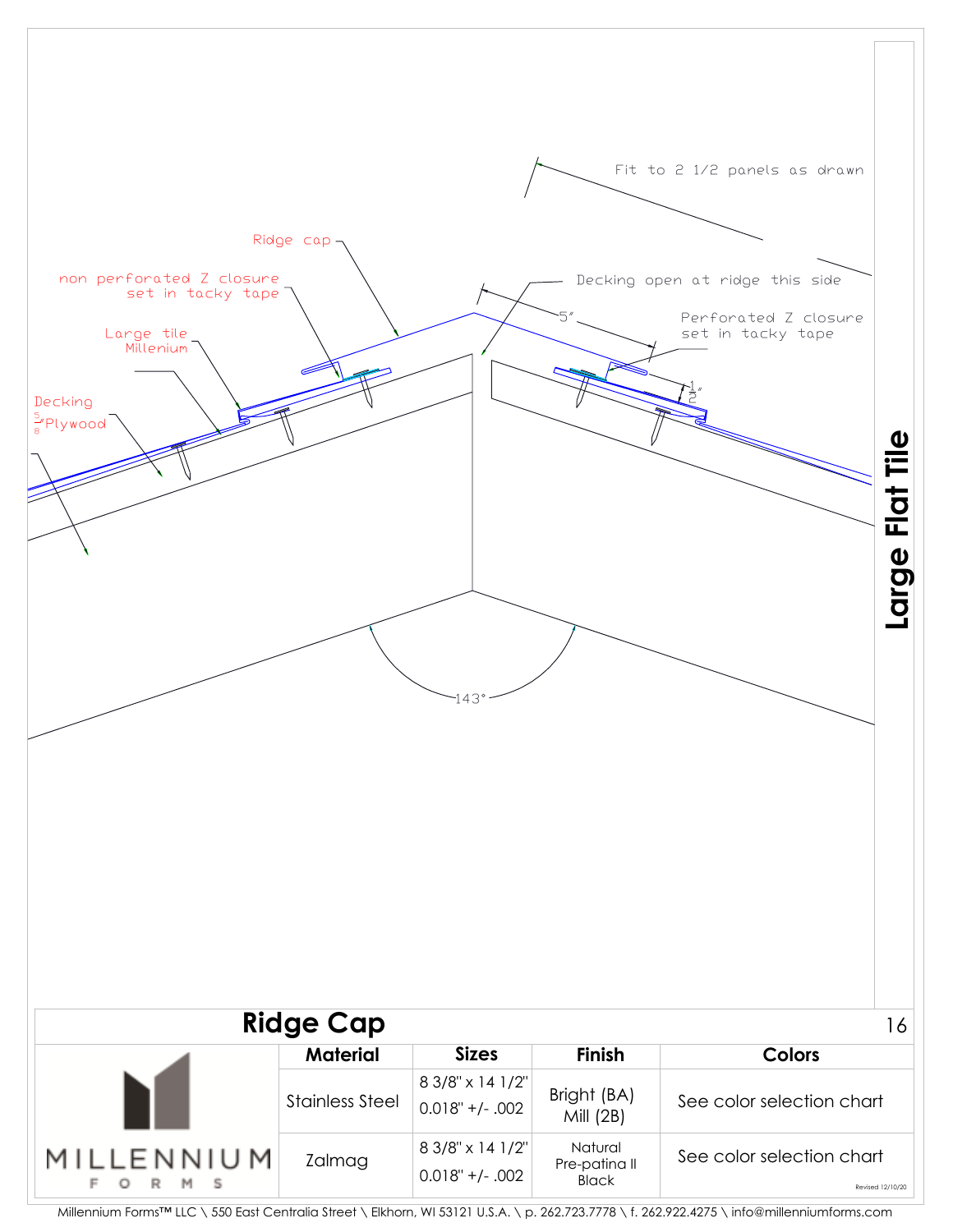Fit to 2 1/2 panels as drawn

Ridge cap

non perforated Z closure set in tacky tape

Decking open at ridge this side

5"

Perforated Z closure set in tacky tape

Large tile Millenium

$\frac{1}{2}$"

Decking

$\frac{5}{8}$"Plywood

143°

# Large Flat Tile

## Ridge Cap

| | Material | Sizes | Finish | Colors |
|---|---|---|---|---|
| MILLENNIUM FORMS | Stainless Steel | 8 3/8" x 14 1/2" 0.018" +/- .002 | Bright (BA) Mill (2B) | See color selection chart |
| | Zalmag | 8 3/8" x 14 1/2" 0.018" +/- .002 | Natural Pre-patina II Black | See color selection chart |

Revised 12/10/20

Millennium Forms™ LLC \ 550 East Centralia Street \ Elkhorn, WI 53121 U.S.A. \ p. 262.723.7778 \ f. 262.922.4275 \ info@millenniumforms.com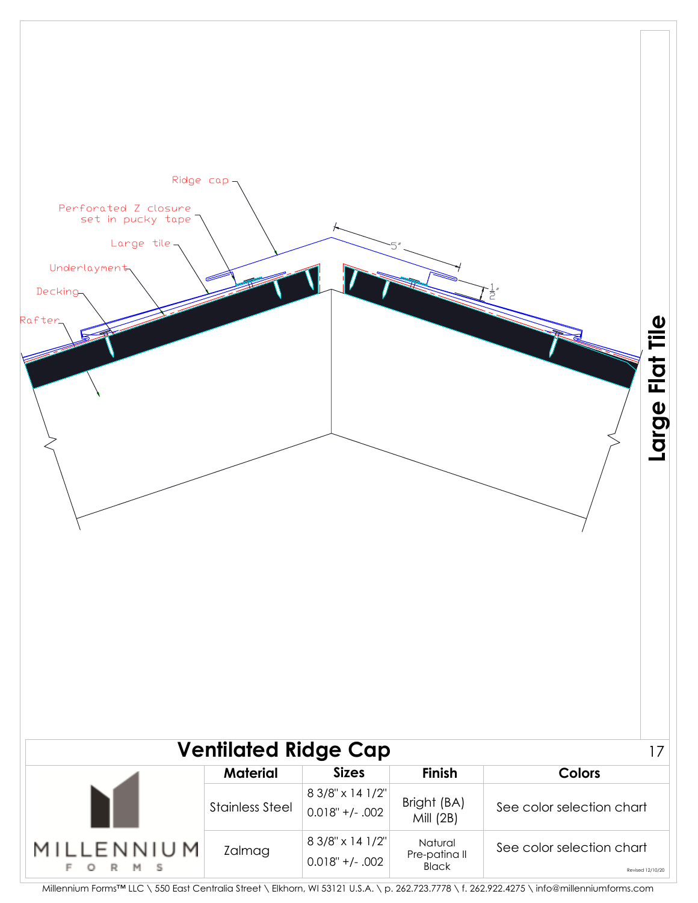Ridge cap

Perforated Z closure set in pucky tape

Large tile

Underlayment

Decking

Rafter

5"

$\frac{1}{2}$"

Large Flat Tile

# Ventilated Ridge Cap

| | Material | Sizes | Finish | Colors |
|---|---|---|---|---|
| MILLENNIUM FORMS | Stainless Steel | 8 3/8" x 14 1/2"<br>0.018" +/- .002 | Bright (BA)<br>Mill (2B) | See color selection chart |
| | Zalmag | 8 3/8" x 14 1/2"<br>0.018" +/- .002 | Natural<br>Pre-patina II<br>Black | See color selection chart |

Revised 12/10/20

Millennium Forms™ LLC \ 550 East Centralia Street \ Elkhorn, WI 53121 U.S.A. \ p. 262.723.7778 \ f. 262.922.4275 \ info@millenniumforms.com